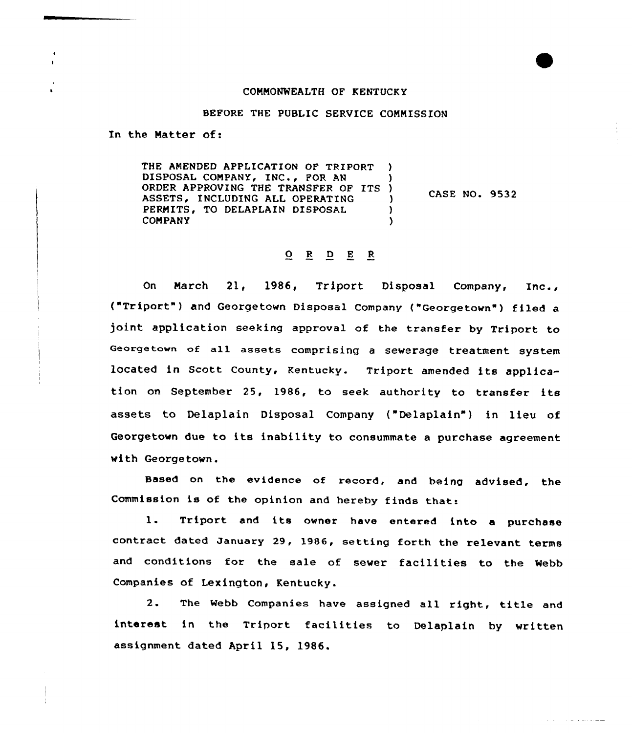COMMONWEALTH OF KENTUCKY

BEFORE THE PUBLIC SERVICE COMMISSION

In the Matter of:

THE AMENDED APPLICATION OF TRIPORT DISPOSAL COMPANY, INC., FOR AN ORDER APPROVING THE TRANSFER OF ITS ASSETS, INCLUDING ALL OPERATING PERMITS, TO DELAPLAIN DISPOSAL COMPANY

CASE NO. 9532

O R D E R

On March 21, 1986, Triport Disposal Company, Inc., ("Triport") and Georgetown Disposal Company ("Georgetown") filed a joint application seeking approval of the transfer by Triport to Georgetown of all assets comprising a sewerage treatment system located in Scott County, Kentucky. Triport amended its application on September 25, 1986, to seek authority to transfer its assets to Delaplain Disposal Company ("Delaplain") in lieu of Georgetown due to its inability to consummate a purchase agreement with Georgetown.

Based on the evidence of record, and being advised, the Commission is of the opinion and hereby finds that:

1. Triport and its owner have entered into a purchase contract dated January 29, 1986, setting forth the relevant terms and conditions for the sale of sewer facilities to the Webb Companies of Lexington, Kentucky.

2. The Webb Companies have assigned all right, title and interest in the Triport facilities to Delaplain by written assignment dated April 15, 1986.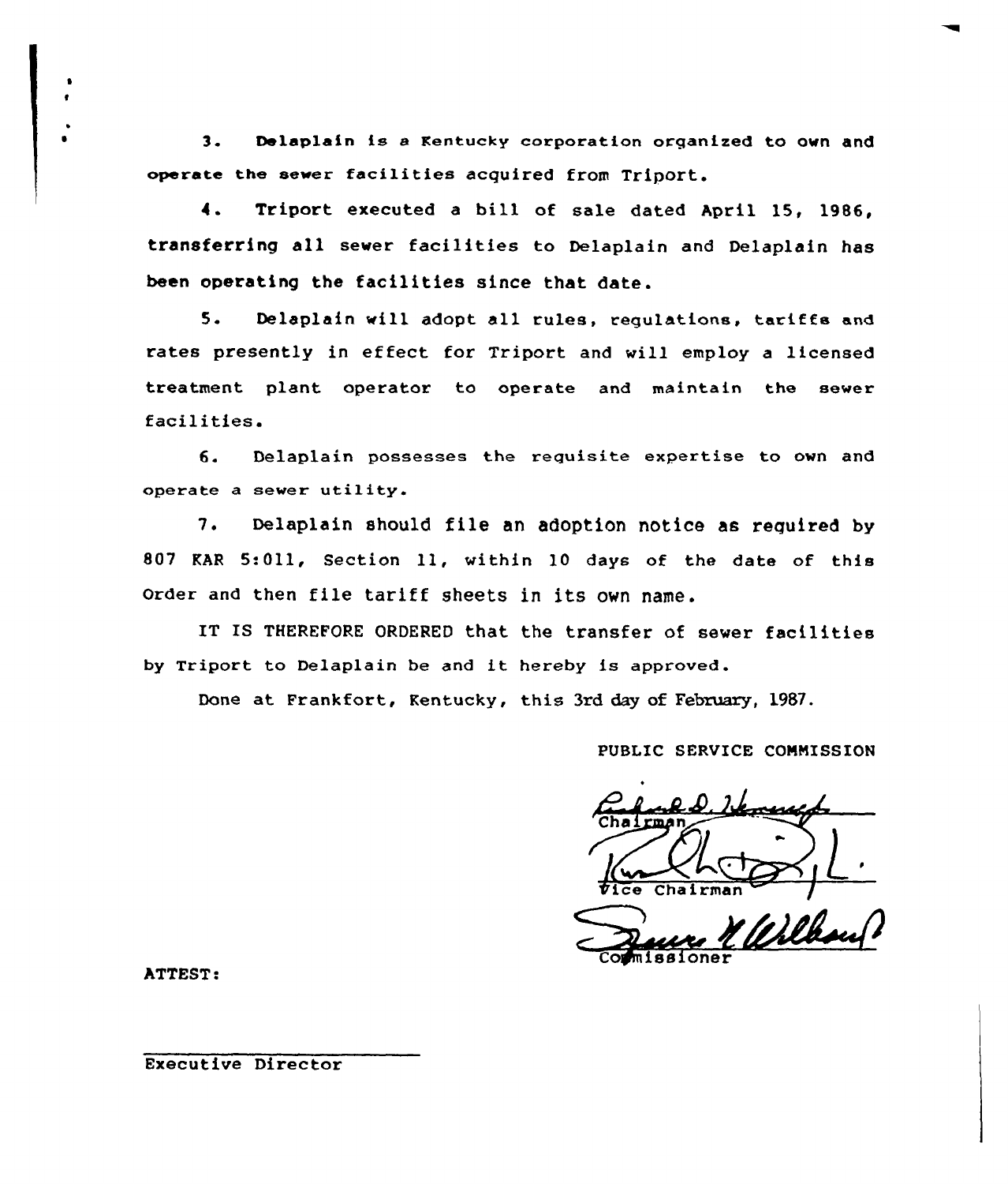3. Delaplain is a Kentucky corporation organized to own and operate the sewer facilities acquired from Triport.

4. Triport executed a bill of sale dated April 15, 1986, transferring all sewer facilities to Delaplain and Delaplain has been operating the facilities since that date.

5. Delaplain will adopt all rules, regulations, tariffs and rates presently in effect for Triport and will employ a licensed treatment plant operator to operate and maintain the sewer facilities.

6. Delaplain possesses the requisite expertise to own and operate a sewer utility.

7. Delaplain should file an adoption notice as required by 807 KAR 5:011, Section 11, within 10 days of the date of this Order and then file tariff sheets in its own name.

IT IS THEREFORE ORDERED that the transfer of sewer facilities by Triport to Delaplain be and it hereby is approved.

Done at Frankfort, Kentucky, this 3rd day of February, 1987.

PUBLIC SERVICE COMMISSION

Chairman

Vice Chairman

Commissioner

ATTEST:

Executive Director